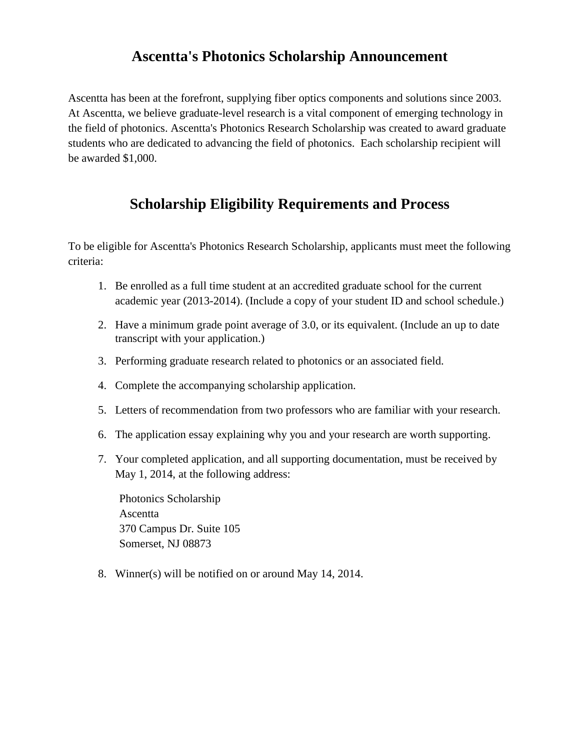# Ascentta's Photonics Scholarship Announcement

Ascentta has been at the forefront, supplying fiber optics components and solutions since 2003. At Ascentta, we believe graduate-level research is a vital component of emerging technology in the field of photonics. Ascentta's Photonics Research Scholarship was created to award graduate students who are dedicated to advancing the field of photonics. Each scholarship recipient will be awarded $1,000.

## Scholarship Eligibility Requirements and Process

To be eligible for Ascentta's Photonics Research Scholarship, applicants must meet the following criteria:

1. Be enrolled as a full time student at an accredited graduate school for the current academic year (2013-2014). (Include a copy of your student ID and school schedule.)
2. Have a minimum grade point average of 3.0, or its equivalent. (Include an up to date transcript with your application.)
3. Performing graduate research related to photonics or an associated field.
4. Complete the accompanying scholarship application.
5. Letters of recommendation from two professors who are familiar with your research.
6. The application essay explaining why you and your research are worth supporting.
7. Your completed application, and all supporting documentation, must be received by May 1, 2014, at the following address:

   Photonics Scholarship
   Ascentta
   370 Campus Dr. Suite 105
   Somerset, NJ 08873

8. Winner(s) will be notified on or around May 14, 2014.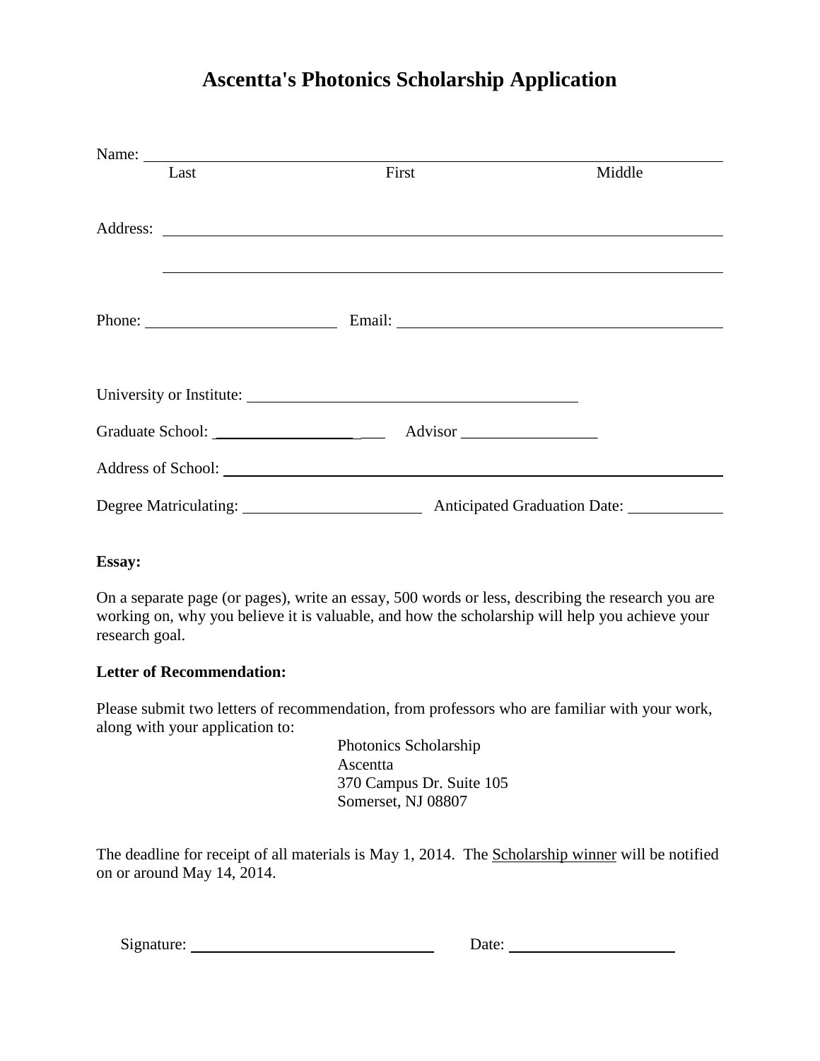# Ascentta's Photonics Scholarship Application

Name: ______________________________________________________________
Last                                        First                                        Middle

Address: ____________________________________________________________

____________________________________________________________

Phone: ______________________ Email: ____________________________________

University or Institute: ______________________________________

Graduate School: ____________________ Advisor ________________

Address of School: __________________________________________________

Degree Matriculating: ____________________ Anticipated Graduation Date: ___________

**Essay:**

On a separate page (or pages), write an essay, 500 words or less, describing the research you are working on, why you believe it is valuable, and how the scholarship will help you achieve your research goal.

**Letter of Recommendation:**

Please submit two letters of recommendation, from professors who are familiar with your work, along with your application to:

Photonics Scholarship
Ascentta
370 Campus Dr. Suite 105
Somerset, NJ 08807

The deadline for receipt of all materials is May 1, 2014. The Scholarship winner will be notified on or around May 14, 2014.

Signature: ____________________________ Date: ____________________